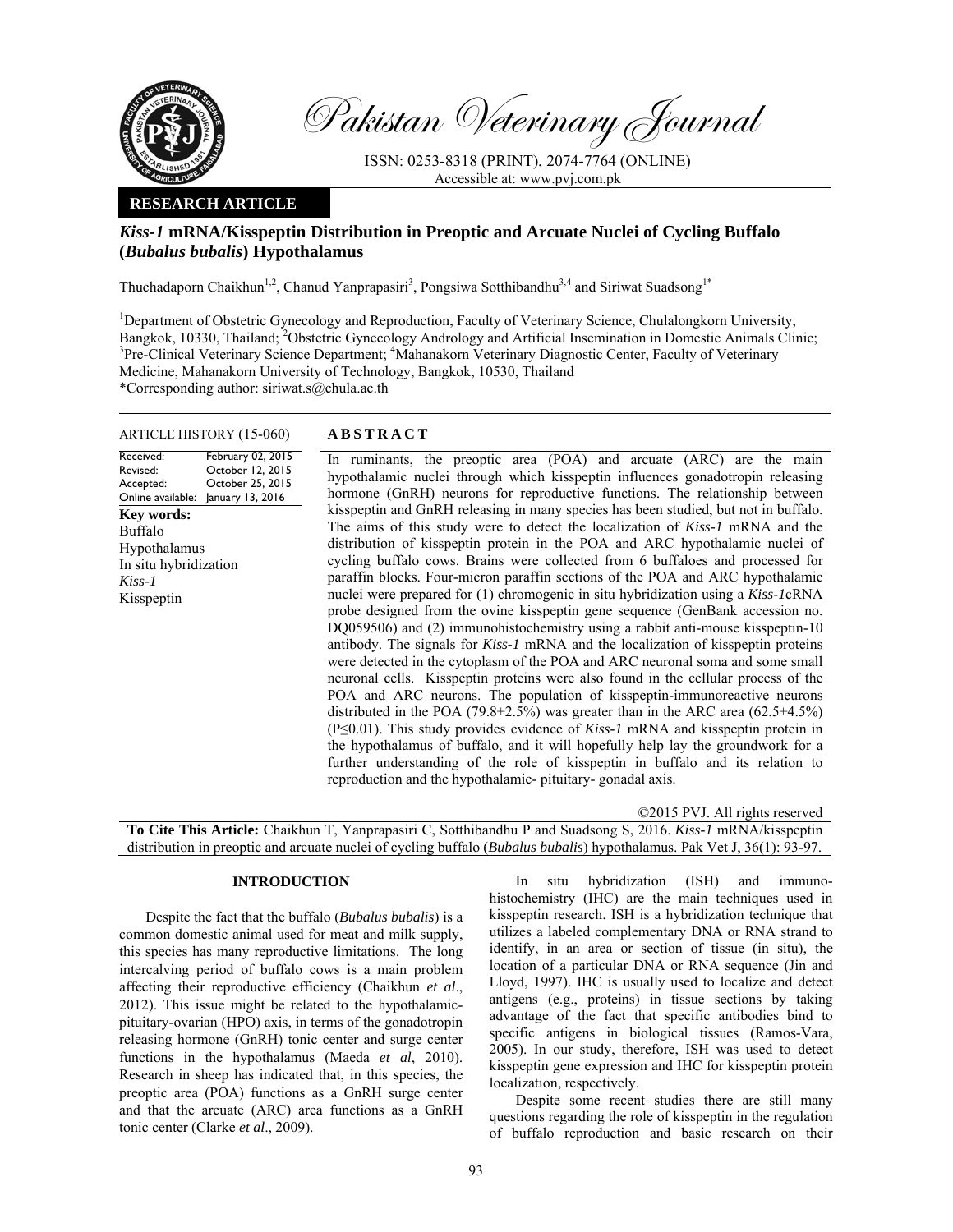# Pakistan Veterinary Journal

ISSN: 0253-8318 (PRINT), 2074-7764 (ONLINE)
Accessible at: www.pvj.com.pk

**RESEARCH ARTICLE**

## *Kiss-1* mRNA/Kisspeptin Distribution in Preoptic and Arcuate Nuclei of Cycling Buffalo (*Bubalus bubalis*) Hypothalamus

Thuchadaporn Chaikhun[1,2], Chanud Yanprapasiri[3], Pongsiwa Sotthibandhu[3,4] and Siriwat Suadsong[1*]

[1]Department of Obstetric Gynecology and Reproduction, Faculty of Veterinary Science, Chulalongkorn University, Bangkok, 10330, Thailand; [2]Obstetric Gynecology Andrology and Artificial Insemination in Domestic Animals Clinic; [3]Pre-Clinical Veterinary Science Department; [4]Mahanakorn Veterinary Diagnostic Center, Faculty of Veterinary Medicine, Mahanakorn University of Technology, Bangkok, 10530, Thailand
*Corresponding author: siriwat.s@chula.ac.th

ARTICLE HISTORY (15-060)

| | |
|---|---|
| Received: | February 02, 2015 |
| Revised: | October 12, 2015 |
| Accepted: | October 25, 2015 |
| Online available: | January 13, 2016 |

**Key words:**
Buffalo
Hypothalamus
In situ hybridization
*Kiss-1*
Kisspeptin

## ABSTRACT

In ruminants, the preoptic area (POA) and arcuate (ARC) are the main hypothalamic nuclei through which kisspeptin influences gonadotropin releasing hormone (GnRH) neurons for reproductive functions. The relationship between kisspeptin and GnRH releasing in many species has been studied, but not in buffalo. The aims of this study were to detect the localization of *Kiss-1* mRNA and the distribution of kisspeptin protein in the POA and ARC hypothalamic nuclei of cycling buffalo cows. Brains were collected from 6 buffaloes and processed for paraffin blocks. Four-micron paraffin sections of the POA and ARC hypothalamic nuclei were prepared for (1) chromogenic in situ hybridization using a *Kiss-1*cRNA probe designed from the ovine kisspeptin gene sequence (GenBank accession no. DQ059506) and (2) immunohistochemistry using a rabbit anti-mouse kisspeptin-10 antibody. The signals for *Kiss-1* mRNA and the localization of kisspeptin proteins were detected in the cytoplasm of the POA and ARC neuronal soma and some small neuronal cells. Kisspeptin proteins were also found in the cellular process of the POA and ARC neurons. The population of kisspeptin-immunoreactive neurons distributed in the POA (79.8±2.5%) was greater than in the ARC area (62.5±4.5%) ($P \leq 0.01$). This study provides evidence of *Kiss-1* mRNA and kisspeptin protein in the hypothalamus of buffalo, and it will hopefully help lay the groundwork for a further understanding of the role of kisspeptin in buffalo and its relation to reproduction and the hypothalamic- pituitary- gonadal axis.

©2015 PVJ. All rights reserved

**To Cite This Article:** Chaikhun T, Yanprapasiri C, Sotthibandhu P and Suadsong S, 2016. *Kiss-1* mRNA/kisspeptin distribution in preoptic and arcuate nuclei of cycling buffalo (*Bubalus bubalis*) hypothalamus. Pak Vet J, 36(1): 93-97.

## INTRODUCTION

Despite the fact that the buffalo (*Bubalus bubalis*) is a common domestic animal used for meat and milk supply, this species has many reproductive limitations. The long intercalving period of buffalo cows is a main problem affecting their reproductive efficiency (Chaikhun *et al*., 2012). This issue might be related to the hypothalamic-pituitary-ovarian (HPO) axis, in terms of the gonadotropin releasing hormone (GnRH) tonic center and surge center functions in the hypothalamus (Maeda *et al*, 2010). Research in sheep has indicated that, in this species, the preoptic area (POA) functions as a GnRH surge center and that the arcuate (ARC) area functions as a GnRH tonic center (Clarke *et al*., 2009).

In situ hybridization (ISH) and immunohistochemistry (IHC) are the main techniques used in kisspeptin research. ISH is a hybridization technique that utilizes a labeled complementary DNA or RNA strand to identify, in an area or section of tissue (in situ), the location of a particular DNA or RNA sequence (Jin and Lloyd, 1997). IHC is usually used to localize and detect antigens (e.g., proteins) in tissue sections by taking advantage of the fact that specific antibodies bind to specific antigens in biological tissues (Ramos-Vara, 2005). In our study, therefore, ISH was used to detect kisspeptin gene expression and IHC for kisspeptin protein localization, respectively.

Despite some recent studies there are still many questions regarding the role of kisspeptin in the regulation of buffalo reproduction and basic research on their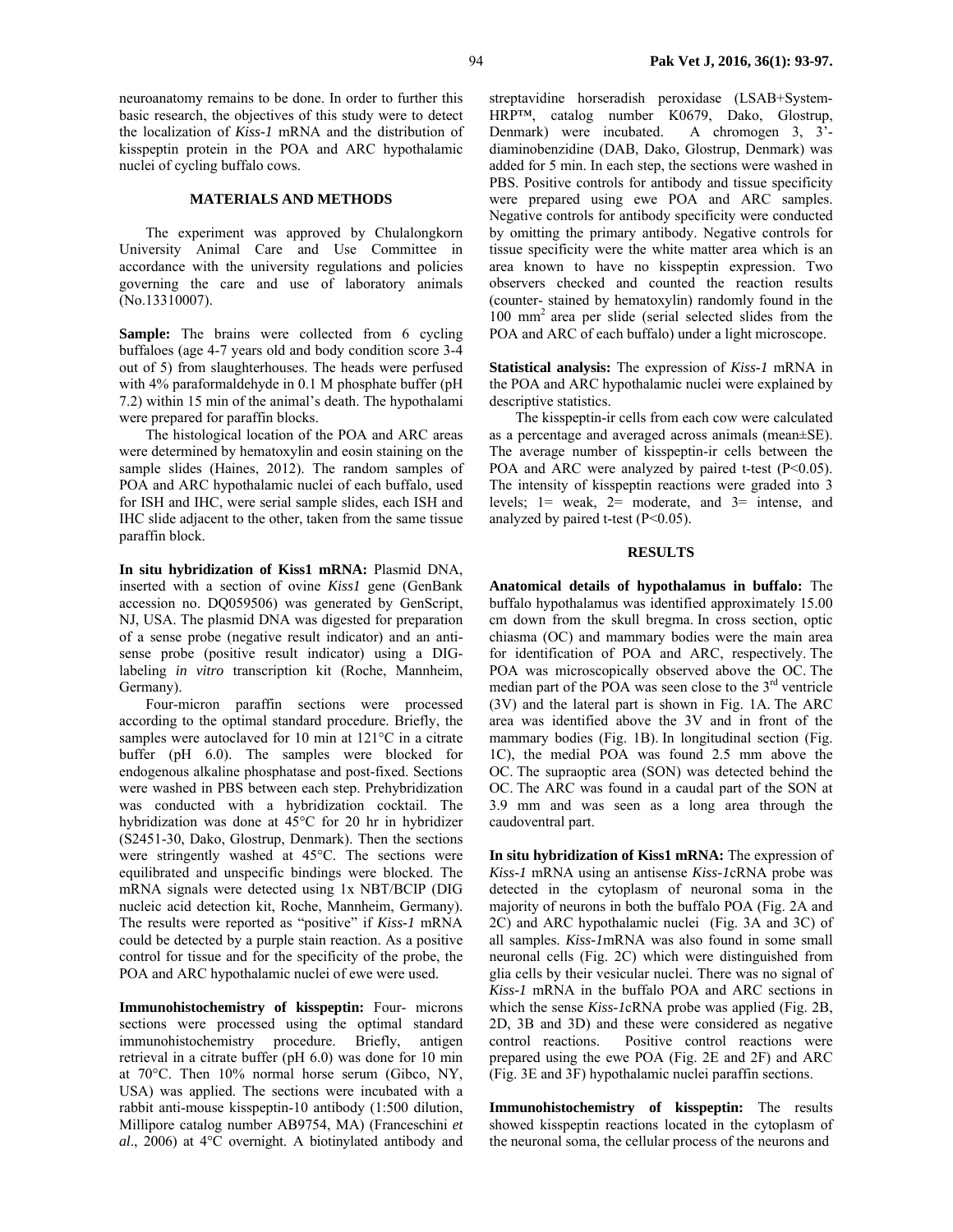neuroanatomy remains to be done. In order to further this basic research, the objectives of this study were to detect the localization of *Kiss-1* mRNA and the distribution of kisspeptin protein in the POA and ARC hypothalamic nuclei of cycling buffalo cows.

## MATERIALS AND METHODS

The experiment was approved by Chulalongkorn University Animal Care and Use Committee in accordance with the university regulations and policies governing the care and use of laboratory animals (No.13310007).

**Sample:** The brains were collected from 6 cycling buffaloes (age 4-7 years old and body condition score 3-4 out of 5) from slaughterhouses. The heads were perfused with 4% paraformaldehyde in 0.1 M phosphate buffer (pH 7.2) within 15 min of the animal's death. The hypothalami were prepared for paraffin blocks.

The histological location of the POA and ARC areas were determined by hematoxylin and eosin staining on the sample slides (Haines, 2012). The random samples of POA and ARC hypothalamic nuclei of each buffalo, used for ISH and IHC, were serial sample slides, each ISH and IHC slide adjacent to the other, taken from the same tissue paraffin block.

**In situ hybridization of Kiss1 mRNA:** Plasmid DNA, inserted with a section of ovine *Kiss1* gene (GenBank accession no. DQ059506) was generated by GenScript, NJ, USA. The plasmid DNA was digested for preparation of a sense probe (negative result indicator) and an anti-sense probe (positive result indicator) using a DIG-labeling *in vitro* transcription kit (Roche, Mannheim, Germany).

Four-micron paraffin sections were processed according to the optimal standard procedure. Briefly, the samples were autoclaved for 10 min at 121°C in a citrate buffer (pH 6.0). The samples were blocked for endogenous alkaline phosphatase and post-fixed. Sections were washed in PBS between each step. Prehybridization was conducted with a hybridization cocktail. The hybridization was done at 45°C for 20 hr in hybridizer (S2451-30, Dako, Glostrup, Denmark). Then the sections were stringently washed at 45°C. The sections were equilibrated and unspecific bindings were blocked. The mRNA signals were detected using 1x NBT/BCIP (DIG nucleic acid detection kit, Roche, Mannheim, Germany). The results were reported as "positive" if *Kiss-1* mRNA could be detected by a purple stain reaction. As a positive control for tissue and for the specificity of the probe, the POA and ARC hypothalamic nuclei of ewe were used.

**Immunohistochemistry of kisspeptin:** Four- microns sections were processed using the optimal standard immunohistochemistry procedure. Briefly, antigen retrieval in a citrate buffer (pH 6.0) was done for 10 min at 70°C. Then 10% normal horse serum (Gibco, NY, USA) was applied. The sections were incubated with a rabbit anti-mouse kisspeptin-10 antibody (1:500 dilution, Millipore catalog number AB9754, MA) (Franceschini *et al*., 2006) at 4°C overnight. A biotinylated antibody and streptavidine horseradish peroxidase (LSAB+System-HRP™, catalog number K0679, Dako, Glostrup, Denmark) were incubated. A chromogen 3, 3'-diaminobenzidine (DAB, Dako, Glostrup, Denmark) was added for 5 min. In each step, the sections were washed in PBS. Positive controls for antibody and tissue specificity were prepared using ewe POA and ARC samples. Negative controls for antibody specificity were conducted by omitting the primary antibody. Negative controls for tissue specificity were the white matter area which is an area known to have no kisspeptin expression. Two observers checked and counted the reaction results (counter- stained by hematoxylin) randomly found in the 100 $mm^2$ area per slide (serial selected slides from the POA and ARC of each buffalo) under a light microscope.

**Statistical analysis:** The expression of *Kiss-1* mRNA in the POA and ARC hypothalamic nuclei were explained by descriptive statistics.

The kisspeptin-ir cells from each cow were calculated as a percentage and averaged across animals (mean±SE). The average number of kisspeptin-ir cells between the POA and ARC were analyzed by paired t-test ($P<0.05$). The intensity of kisspeptin reactions were graded into 3 levels; 1= weak, 2= moderate, and 3= intense, and analyzed by paired t-test ($P<0.05$).

## RESULTS

**Anatomical details of hypothalamus in buffalo:** The buffalo hypothalamus was identified approximately 15.00 cm down from the skull bregma. In cross section, optic chiasma (OC) and mammary bodies were the main area for identification of POA and ARC, respectively. The POA was microscopically observed above the OC. The median part of the POA was seen close to the 3[rd] ventricle (3V) and the lateral part is shown in Fig. 1A. The ARC area was identified above the 3V and in front of the mammary bodies (Fig. 1B). In longitudinal section (Fig. 1C), the medial POA was found 2.5 mm above the OC. The supraoptic area (SON) was detected behind the OC. The ARC was found in a caudal part of the SON at 3.9 mm and was seen as a long area through the caudoventral part.

**In situ hybridization of Kiss1 mRNA:** The expression of *Kiss-1* mRNA using an antisense *Kiss-1*cRNA probe was detected in the cytoplasm of neuronal soma in the majority of neurons in both the buffalo POA (Fig. 2A and 2C) and ARC hypothalamic nuclei (Fig. 3A and 3C) of all samples. *Kiss-1*mRNA was also found in some small neuronal cells (Fig. 2C) which were distinguished from glia cells by their vesicular nuclei. There was no signal of *Kiss-1* mRNA in the buffalo POA and ARC sections in which the sense *Kiss-1*cRNA probe was applied (Fig. 2B, 2D, 3B and 3D) and these were considered as negative control reactions. Positive control reactions were prepared using the ewe POA (Fig. 2E and 2F) and ARC (Fig. 3E and 3F) hypothalamic nuclei paraffin sections.

**Immunohistochemistry of kisspeptin:** The results showed kisspeptin reactions located in the cytoplasm of the neuronal soma, the cellular process of the neurons and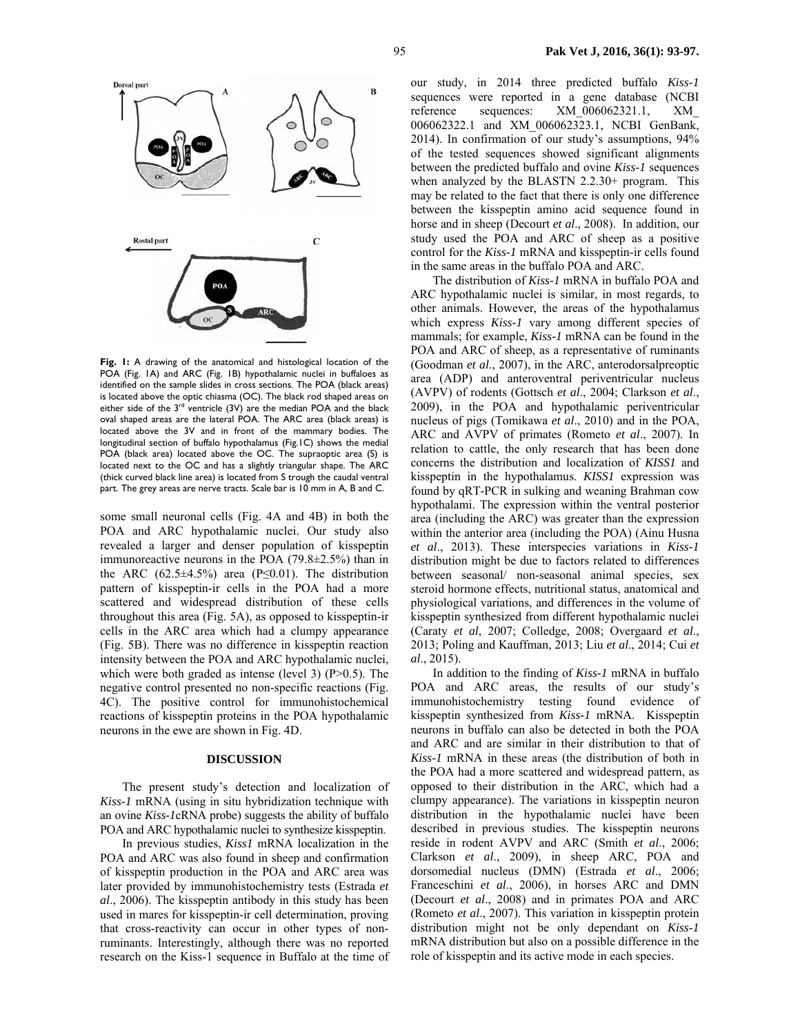**Fig. 1:** A drawing of the anatomical and histological location of the POA (Fig. 1A) and ARC (Fig. 1B) hypothalamic nuclei in buffaloes as identified on the sample slides in cross sections. The POA (black areas) is located above the optic chiasma (OC). The black rod shaped areas on either side of the 3rd ventricle (3V) are the median POA and the black oval shaped areas are the lateral POA. The ARC area (black areas) is located above the 3V and in front of the mammary bodies. The longitudinal section of buffalo hypothalamus (Fig.1C) shows the medial POA (black area) located above the OC. The supraoptic area (S) is located next to the OC and has a slightly triangular shape. The ARC (thick curved black line area) is located from S trough the caudal ventral part. The grey areas are nerve tracts. Scale bar is 10 mm in A, B and C.

some small neuronal cells (Fig. 4A and 4B) in both the POA and ARC hypothalamic nuclei. Our study also revealed a larger and denser population of kisspeptin immunoreactive neurons in the POA (79.8±2.5%) than in the ARC (62.5±4.5%) area (P≤0.01). The distribution pattern of kisspeptin-ir cells in the POA had a more scattered and widespread distribution of these cells throughout this area (Fig. 5A), as opposed to kisspeptin-ir cells in the ARC area which had a clumpy appearance (Fig. 5B). There was no difference in kisspeptin reaction intensity between the POA and ARC hypothalamic nuclei, which were both graded as intense (level 3) (P>0.5). The negative control presented no non-specific reactions (Fig. 4C). The positive control for immunohistochemical reactions of kisspeptin proteins in the POA hypothalamic neurons in the ewe are shown in Fig. 4D.

## DISCUSSION

The present study's detection and localization of *Kiss-1* mRNA (using in situ hybridization technique with an ovine *Kiss-1*cRNA probe) suggests the ability of buffalo POA and ARC hypothalamic nuclei to synthesize kisspeptin.

In previous studies, *Kiss1* mRNA localization in the POA and ARC was also found in sheep and confirmation of kisspeptin production in the POA and ARC area was later provided by immunohistochemistry tests (Estrada *et al*., 2006). The kisspeptin antibody in this study has been used in mares for kisspeptin-ir cell determination, proving that cross-reactivity can occur in other types of non-ruminants. Interestingly, although there was no reported research on the Kiss-1 sequence in Buffalo at the time of our study, in 2014 three predicted buffalo *Kiss-1* sequences were reported in a gene database (NCBI reference sequences: XM_006062321.1, XM_006062322.1 and XM_006062323.1, NCBI GenBank, 2014). In confirmation of our study's assumptions, 94% of the tested sequences showed significant alignments between the predicted buffalo and ovine *Kiss-1* sequences when analyzed by the BLASTN 2.2.30+ program. This may be related to the fact that there is only one difference between the kisspeptin amino acid sequence found in horse and in sheep (Decourt *et al*., 2008). In addition, our study used the POA and ARC of sheep as a positive control for the *Kiss-1* mRNA and kisspeptin-ir cells found in the same areas in the buffalo POA and ARC.

The distribution of *Kiss-1* mRNA in buffalo POA and ARC hypothalamic nuclei is similar, in most regards, to other animals. However, the areas of the hypothalamus which express *Kiss-1* vary among different species of mammals; for example, *Kiss-1* mRNA can be found in the POA and ARC of sheep, as a representative of ruminants (Goodman *et al*., 2007), in the ARC, anterodorsalpreoptic area (ADP) and anteroventral periventricular nucleus (AVPV) of rodents (Gottsch *et al*., 2004; Clarkson *et al*., 2009), in the POA and hypothalamic periventricular nucleus of pigs (Tomikawa *et al*., 2010) and in the POA, ARC and AVPV of primates (Rometo *et al*., 2007). In relation to cattle, the only research that has been done concerns the distribution and localization of *KISS1* and kisspeptin in the hypothalamus. *KISS1* expression was found by qRT-PCR in sulking and weaning Brahman cow hypothalami. The expression within the ventral posterior area (including the ARC) was greater than the expression within the anterior area (including the POA) (Ainu Husna *et al*., 2013). These interspecies variations in *Kiss-1* distribution might be due to factors related to differences between seasonal/ non-seasonal animal species, sex steroid hormone effects, nutritional status, anatomical and physiological variations, and differences in the volume of kisspeptin synthesized from different hypothalamic nuclei (Caraty *et al*, 2007; Colledge, 2008; Overgaard *et al*., 2013; Poling and Kauffman, 2013; Liu *et al*., 2014; Cui *et al*., 2015).

In addition to the finding of *Kiss-1* mRNA in buffalo POA and ARC areas, the results of our study's immunohistochemistry testing found evidence of kisspeptin synthesized from *Kiss-1* mRNA. Kisspeptin neurons in buffalo can also be detected in both the POA and ARC and are similar in their distribution to that of *Kiss-1* mRNA in these areas (the distribution of both in the POA had a more scattered and widespread pattern, as opposed to their distribution in the ARC, which had a clumpy appearance). The variations in kisspeptin neuron distribution in the hypothalamic nuclei have been described in previous studies. The kisspeptin neurons reside in rodent AVPV and ARC (Smith *et al*., 2006; Clarkson *et al*., 2009), in sheep ARC, POA and dorsomedial nucleus (DMN) (Estrada *et al*., 2006; Franceschini *et al*., 2006), in horses ARC and DMN (Decourt *et al*., 2008) and in primates POA and ARC (Rometo *et al*., 2007). This variation in kisspeptin protein distribution might not be only dependant on *Kiss-1* mRNA distribution but also on a possible difference in the role of kisspeptin and its active mode in each species.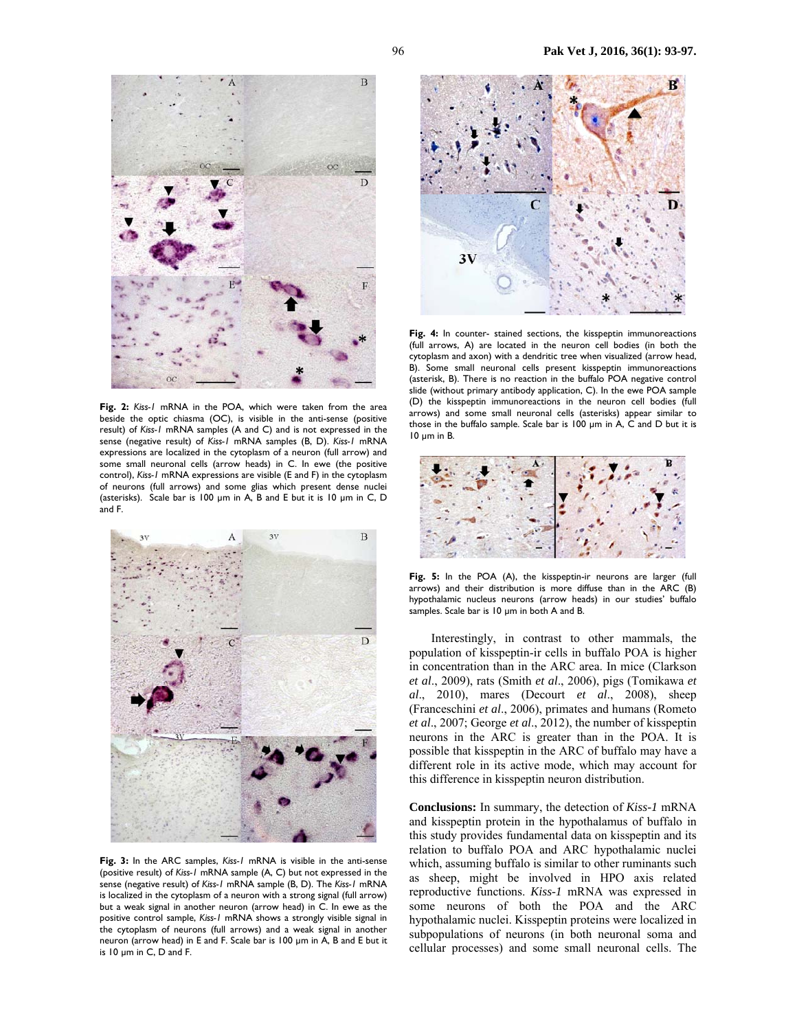**Fig. 2:** *Kiss-1* mRNA in the POA, which were taken from the area beside the optic chiasma (OC), is visible in the anti-sense (positive result) of *Kiss-1* mRNA samples (A and C) and is not expressed in the sense (negative result) of *Kiss-1* mRNA samples (B, D). *Kiss-1* mRNA expressions are localized in the cytoplasm of a neuron (full arrow) and some small neuronal cells (arrow heads) in C. In ewe (the positive control), *Kiss-1* mRNA expressions are visible (E and F) in the cytoplasm of neurons (full arrows) and some glias which present dense nuclei (asterisks). Scale bar is 100 µm in A, B and E but it is 10 µm in C, D and F.

**Fig. 3:** In the ARC samples, *Kiss-1* mRNA is visible in the anti-sense (positive result) of *Kiss-1* mRNA sample (A, C) but not expressed in the sense (negative result) of *Kiss-1* mRNA sample (B, D). The *Kiss-1* mRNA is localized in the cytoplasm of a neuron with a strong signal (full arrow) but a weak signal in another neuron (arrow head) in C. In ewe as the positive control sample, *Kiss-1* mRNA shows a strongly visible signal in the cytoplasm of neurons (full arrows) and a weak signal in another neuron (arrow head) in E and F. Scale bar is 100 µm in A, B and E but it is 10 µm in C, D and F.

**Fig. 4:** In counter- stained sections, the kisspeptin immunoreactions (full arrows, A) are located in the neuron cell bodies (in both the cytoplasm and axon) with a dendritic tree when visualized (arrow head, B). Some small neuronal cells present kisspeptin immunoreactions (asterisk, B). There is no reaction in the buffalo POA negative control slide (without primary antibody application, C). In the ewe POA sample (D) the kisspeptin immunoreactions in the neuron cell bodies (full arrows) and some small neuronal cells (asterisks) appear similar to those in the buffalo sample. Scale bar is 100 µm in A, C and D but it is 10 µm in B.

**Fig. 5:** In the POA (A), the kisspeptin-ir neurons are larger (full arrows) and their distribution is more diffuse than in the ARC (B) hypothalamic nucleus neurons (arrow heads) in our studies' buffalo samples. Scale bar is 10 µm in both A and B.

Interestingly, in contrast to other mammals, the population of kisspeptin-ir cells in buffalo POA is higher in concentration than in the ARC area. In mice (Clarkson *et al*., 2009), rats (Smith *et al*., 2006), pigs (Tomikawa *et al*., 2010), mares (Decourt *et al*., 2008), sheep (Franceschini *et al*., 2006), primates and humans (Rometo *et al*., 2007; George *et al*., 2012), the number of kisspeptin neurons in the ARC is greater than in the POA. It is possible that kisspeptin in the ARC of buffalo may have a different role in its active mode, which may account for this difference in kisspeptin neuron distribution.

**Conclusions:** In summary, the detection of *Kiss-1* mRNA and kisspeptin protein in the hypothalamus of buffalo in this study provides fundamental data on kisspeptin and its relation to buffalo POA and ARC hypothalamic nuclei which, assuming buffalo is similar to other ruminants such as sheep, might be involved in HPO axis related reproductive functions. *Kiss-1* mRNA was expressed in some neurons of both the POA and the ARC hypothalamic nuclei. Kisspeptin proteins were localized in subpopulations of neurons (in both neuronal soma and cellular processes) and some small neuronal cells. The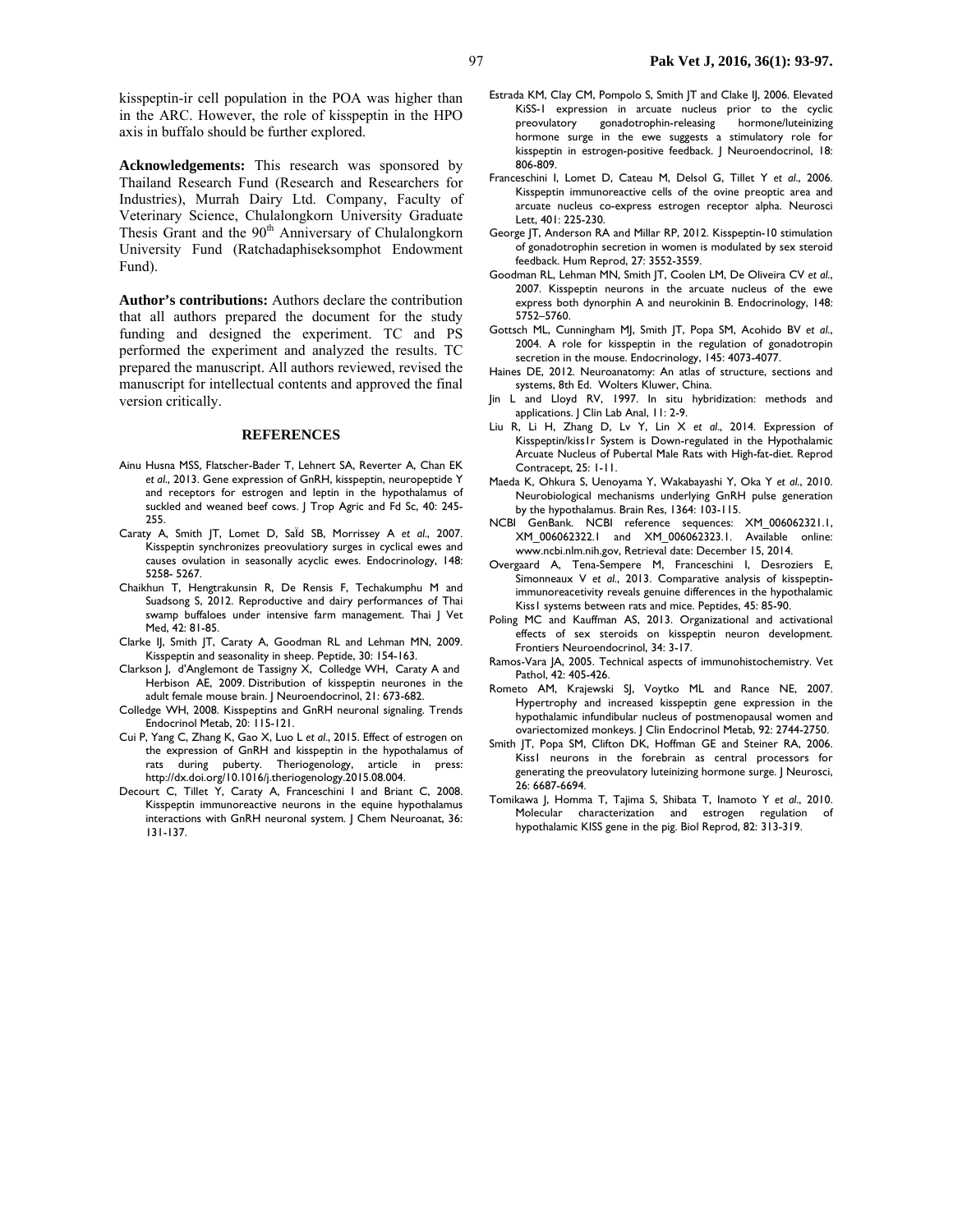kisspeptin-ir cell population in the POA was higher than in the ARC. However, the role of kisspeptin in the HPO axis in buffalo should be further explored.

**Acknowledgements:** This research was sponsored by Thailand Research Fund (Research and Researchers for Industries), Murrah Dairy Ltd. Company, Faculty of Veterinary Science, Chulalongkorn University Graduate Thesis Grant and the 90th Anniversary of Chulalongkorn University Fund (Ratchadaphiseksomphot Endowment Fund).

**Author's contributions:** Authors declare the contribution that all authors prepared the document for the study funding and designed the experiment. TC and PS performed the experiment and analyzed the results. TC prepared the manuscript. All authors reviewed, revised the manuscript for intellectual contents and approved the final version critically.

## REFERENCES

Ainu Husna MSS, Flatscher-Bader T, Lehnert SA, Reverter A, Chan EK *et al*., 2013. Gene expression of GnRH, kisspeptin, neuropeptide Y and receptors for estrogen and leptin in the hypothalamus of suckled and weaned beef cows. J Trop Agric and Fd Sc, 40: 245-255.

Caraty A, Smith JT, Lomet D, Saïd SB, Morrissey A *et al*., 2007. Kisspeptin synchronizes preovulatiory surges in cyclical ewes and causes ovulation in seasonally acyclic ewes. Endocrinology, 148: 5258- 5267.

Chaikhun T, Hengtrakunsin R, De Rensis F, Techakumphu M and Suadsong S, 2012. Reproductive and dairy performances of Thai swamp buffaloes under intensive farm management. Thai J Vet Med, 42: 81-85.

Clarke IJ, Smith JT, Caraty A, Goodman RL and Lehman MN, 2009. Kisspeptin and seasonality in sheep. Peptide, 30: 154-163.

Clarkson J, d'Anglemont de Tassigny X, Colledge WH, Caraty A and Herbison AE, 2009. Distribution of kisspeptin neurones in the adult female mouse brain. J Neuroendocrinol, 21: 673-682.

Colledge WH, 2008. Kisspeptins and GnRH neuronal signaling. Trends Endocrinol Metab, 20: 115-121.

Cui P, Yang C, Zhang K, Gao X, Luo L *et al*., 2015. Effect of estrogen on the expression of GnRH and kisspeptin in the hypothalamus of rats during puberty. Theriogenology, article in press: http://dx.doi.org/10.1016/j.theriogenology.2015.08.004.

Decourt C, Tillet Y, Caraty A, Franceschini I and Briant C, 2008. Kisspeptin immunoreactive neurons in the equine hypothalamus interactions with GnRH neuronal system. J Chem Neuroanat, 36: 131-137.

Estrada KM, Clay CM, Pompolo S, Smith JT and Clake IJ, 2006. Elevated KiSS-1 expression in arcuate nucleus prior to the cyclic preovulatory gonadotrophin-releasing hormone/luteinizing hormone surge in the ewe suggests a stimulatory role for kisspeptin in estrogen-positive feedback. J Neuroendocrinol, 18: 806-809.

Franceschini I, Lomet D, Cateau M, Delsol G, Tillet Y *et al*., 2006. Kisspeptin immunoreactive cells of the ovine preoptic area and arcuate nucleus co-express estrogen receptor alpha. Neurosci Lett, 401: 225-230.

George JT, Anderson RA and Millar RP, 2012. Kisspeptin-10 stimulation of gonadotrophin secretion in women is modulated by sex steroid feedback. Hum Reprod, 27: 3552-3559.

Goodman RL, Lehman MN, Smith JT, Coolen LM, De Oliveira CV *et al*., 2007. Kisspeptin neurons in the arcuate nucleus of the ewe express both dynorphin A and neurokinin B. Endocrinology, 148: 5752–5760.

Gottsch ML, Cunningham MJ, Smith JT, Popa SM, Acohido BV *et al*., 2004. A role for kisspeptin in the regulation of gonadotropin secretion in the mouse. Endocrinology, 145: 4073-4077.

Haines DE, 2012. Neuroanatomy: An atlas of structure, sections and systems, 8th Ed. Wolters Kluwer, China.

Jin L and Lloyd RV, 1997. In situ hybridization: methods and applications. J Clin Lab Anal, 11: 2-9.

Liu R, Li H, Zhang D, Lv Y, Lin X *et al*., 2014. Expression of Kisspeptin/kiss1r System is Down-regulated in the Hypothalamic Arcuate Nucleus of Pubertal Male Rats with High-fat-diet. Reprod Contracept, 25: 1-11.

Maeda K, Ohkura S, Uenoyama Y, Wakabayashi Y, Oka Y *et al*., 2010. Neurobiological mechanisms underlying GnRH pulse generation by the hypothalamus. Brain Res, 1364: 103-115.

NCBI GenBank. NCBI reference sequences: XM_006062321.1, XM_006062322.1 and XM_006062323.1. Available online: www.ncbi.nlm.nih.gov, Retrieval date: December 15, 2014.

Overgaard A, Tena-Sempere M, Franceschini I, Desroziers E, Simonneaux V *et al*., 2013. Comparative analysis of kisspeptin-immunoreacetivity reveals genuine differences in the hypothalamic Kiss1 systems between rats and mice. Peptides, 45: 85-90.

Poling MC and Kauffman AS, 2013. Organizational and activational effects of sex steroids on kisspeptin neuron development. Frontiers Neuroendocrinol, 34: 3-17.

Ramos-Vara JA, 2005. Technical aspects of immunohistochemistry. Vet Pathol, 42: 405-426.

Rometo AM, Krajewski SJ, Voytko ML and Rance NE, 2007. Hypertrophy and increased kisspeptin gene expression in the hypothalamic infundibular nucleus of postmenopausal women and ovariectomized monkeys. J Clin Endocrinol Metab, 92: 2744-2750.

Smith JT, Popa SM, Clifton DK, Hoffman GE and Steiner RA, 2006. Kiss1 neurons in the forebrain as central processors for generating the preovulatory luteinizing hormone surge. J Neurosci, 26: 6687-6694.

Tomikawa J, Homma T, Tajima S, Shibata T, Inamoto Y *et al*., 2010. Molecular characterization and estrogen regulation of hypothalamic KISS gene in the pig. Biol Reprod, 82: 313-319.